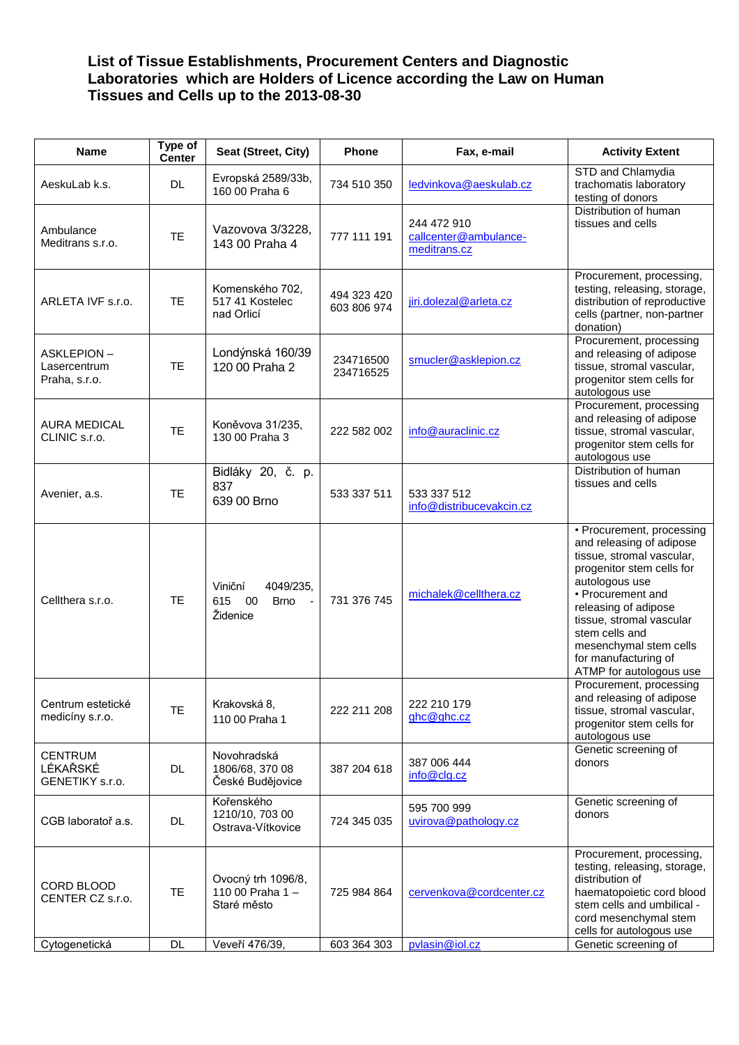# List of Tissue Establishments, Procurement Centers and Diagnostic Laboratories which are Holders of Licence according the Law on Human Tissues and Cells up to the 2013-08-30

| Name | Type of Center | Seat (Street, City) | Phone | Fax, e-mail | Activity Extent |
|---|---|---|---|---|---|
| AeskuLab k.s. | DL | Evropská 2589/33b, 160 00 Praha 6 | 734 510 350 | ledvinkova@aeskulab.cz | STD and Chlamydia trachomatis laboratory testing of donors |
| Ambulance Meditrans s.r.o. | TE | Vazovova 3/3228, 143 00 Praha 4 | 777 111 191 | 244 472 910 callcenter@ambulance-meditrans.cz | Distribution of human tissues and cells |
| ARLETA IVF s.r.o. | TE | Komenského 702, 517 41 Kostelec nad Orlicí | 494 323 420 603 806 974 | jiri.dolezal@arleta.cz | Procurement, processing, testing, releasing, storage, distribution of reproductive cells (partner, non-partner donation) |
| ASKLEPION – Lasercentrum Praha, s.r.o. | TE | Londýnská 160/39 120 00 Praha 2 | 234716500 234716525 | smucler@asklepion.cz | Procurement, processing and releasing of adipose tissue, stromal vascular, progenitor stem cells for autologous use |
| AURA MEDICAL CLINIC s.r.o. | TE | Koněvova 31/235, 130 00 Praha 3 | 222 582 002 | info@auraclinic.cz | Procurement, processing and releasing of adipose tissue, stromal vascular, progenitor stem cells for autologous use |
| Avenier, a.s. | TE | Bidláky 20, č. p. 837 639 00 Brno | 533 337 511 | 533 337 512 info@distribucevakcin.cz | Distribution of human tissues and cells |
| Cellthera s.r.o. | TE | Viniční 4049/235, 615 00 Brno - Židenice | 731 376 745 | michalek@cellthera.cz | • Procurement, processing and releasing of adipose tissue, stromal vascular, progenitor stem cells for autologous use • Procurement and releasing of adipose tissue, stromal vascular stem cells and mesenchymal stem cells for manufacturing of ATMP for autologous use |
| Centrum estetické medicíny s.r.o. | TE | Krakovská 8, 110 00 Praha 1 | 222 211 208 | 222 210 179 ghc@ghc.cz | Procurement, processing and releasing of adipose tissue, stromal vascular, progenitor stem cells for autologous use |
| CENTRUM LÉKAŘSKÉ GENETIKY s.r.o. | DL | Novohradská 1806/68, 370 08 České Budějovice | 387 204 618 | 387 006 444 info@clg.cz | Genetic screening of donors |
| CGB laboratoř a.s. | DL | Kořenského 1210/10, 703 00 Ostrava-Vítkovice | 724 345 035 | 595 700 999 uvirova@pathology.cz | Genetic screening of donors |
| CORD BLOOD CENTER CZ s.r.o. | TE | Ovocný trh 1096/8, 110 00 Praha 1 – Staré město | 725 984 864 | cervenkova@cordcenter.cz | Procurement, processing, testing, releasing, storage, distribution of haematopoietic cord blood stem cells and umbilical - cord mesenchymal stem cells for autologous use |
| Cytogenetická | DL | Veveří 476/39, | 603 364 303 | pvlasin@iol.cz | Genetic screening of |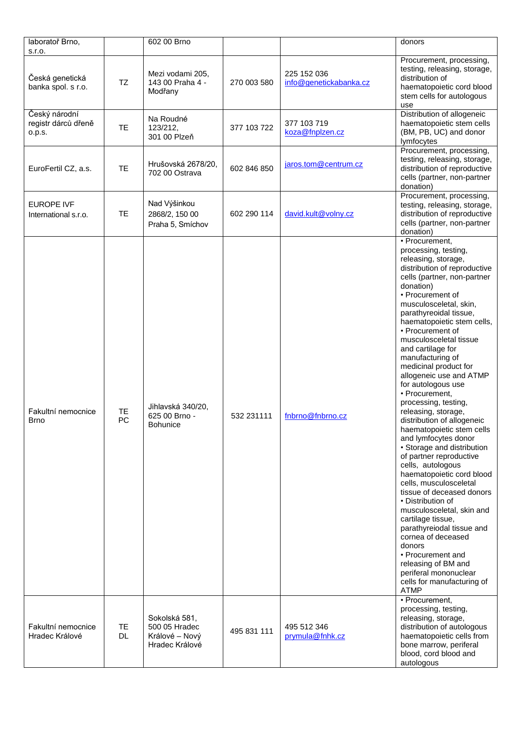| laboratoř Brno, s.r.o. | | 602 00 Brno | | | donors |
|---|---|---|---|---|---|
| Česká genetická banka spol. s r.o. | TZ | Mezi vodami 205, 143 00 Praha 4 - Modřany | 270 003 580 | 225 152 036 info@genetickabanka.cz | Procurement, processing, testing, releasing, storage, distribution of haematopoietic cord blood stem cells for autologous use |
| Český národní registr dárců dřeně o.p.s. | TE | Na Roudné 123/212, 301 00 Plzeň | 377 103 722 | 377 103 719 koza@fnplzen.cz | Distribution of allogeneic haematopoietic stem cells (BM, PB, UC) and donor lymfocytes |
| EuroFertil CZ, a.s. | TE | Hrušovská 2678/20, 702 00 Ostrava | 602 846 850 | jaros.tom@centrum.cz | Procurement, processing, testing, releasing, storage, distribution of reproductive cells (partner, non-partner donation) |
| EUROPE IVF International s.r.o. | TE | Nad Výšinkou 2868/2, 150 00 Praha 5, Smíchov | 602 290 114 | david.kult@volny.cz | Procurement, processing, testing, releasing, storage, distribution of reproductive cells (partner, non-partner donation) |
| Fakultní nemocnice Brno | TE PC | Jihlavská 340/20, 625 00 Brno - Bohunice | 532 231111 | fnbrno@fnbrno.cz | • Procurement, processing, testing, releasing, storage, distribution of reproductive cells (partner, non-partner donation) • Procurement of musculosceletal, skin, parathyreoidal tissue, haematopoietic stem cells, • Procurement of musculosceletal tissue and cartilage for manufacturing of medicinal product for allogeneic use and ATMP for autologous use • Procurement, processing, testing, releasing, storage, distribution of allogeneic haematopoietic stem cells and lymfocytes donor • Storage and distribution of partner reproductive cells, autologous haematopoietic cord blood cells, musculosceletal tissue of deceased donors • Distribution of musculosceletal, skin and cartilage tissue, parathyreiodal tissue and cornea of deceased donors • Procurement and releasing of BM and periferal mononuclear cells for manufacturing of ATMP |
| Fakultní nemocnice Hradec Králové | TE DL | Sokolská 581, 500 05 Hradec Králové – Nový Hradec Králové | 495 831 111 | 495 512 346 prymula@fnhk.cz | • Procurement, processing, testing, releasing, storage, distribution of autologous haematopoietic cells from bone marrow, periferal blood, cord blood and autologous |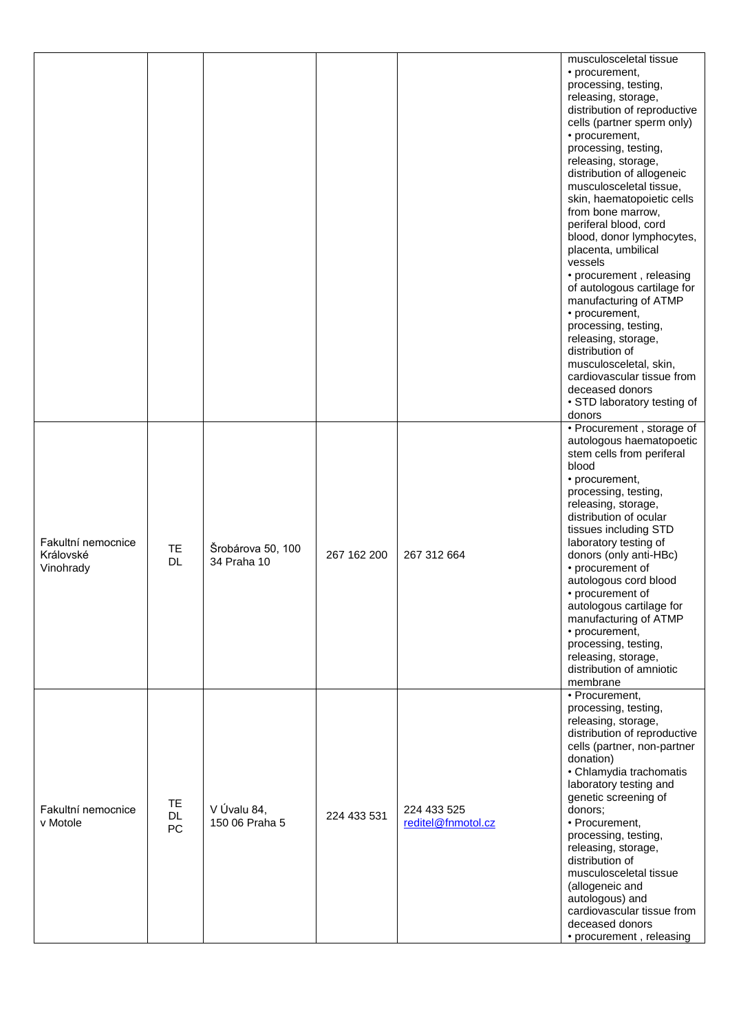| | | | | | |
|---|---|---|---|---|---|
| | | | | | musculosceletal tissue<br>• procurement, processing, testing, releasing, storage, distribution of reproductive cells (partner sperm only)<br>• procurement, processing, testing, releasing, storage, distribution of allogeneic musculosceletal tissue, skin, haematopoietic cells from bone marrow, periferal blood, cord blood, donor lymphocytes, placenta, umbilical vessels<br>• procurement , releasing of autologous cartilage for manufacturing of ATMP<br>• procurement, processing, testing, releasing, storage, distribution of musculosceletal, skin, cardiovascular tissue from deceased donors<br>• STD laboratory testing of donors |
| Fakultní nemocnice Královské Vinohrady | TE<br>DL | Šrobárova 50, 100 34 Praha 10 | 267 162 200 | 267 312 664 | • Procurement , storage of autologous haematopoetic stem cells from periferal blood<br>• procurement, processing, testing, releasing, storage, distribution of ocular tissues including STD laboratory testing of donors (only anti-HBc)<br>• procurement of autologous cord blood<br>• procurement of autologous cartilage for manufacturing of ATMP<br>• procurement, processing, testing, releasing, storage, distribution of amniotic membrane |
| Fakultní nemocnice v Motole | TE<br>DL<br>PC | V Úvalu 84, 150 06 Praha 5 | 224 433 531 | 224 433 525<br>reditel@fnmotol.cz | • Procurement, processing, testing, releasing, storage, distribution of reproductive cells (partner, non-partner donation)<br>• Chlamydia trachomatis laboratory testing and genetic screening of donors;<br>• Procurement, processing, testing, releasing, storage, distribution of musculosceletal tissue (allogeneic and autologous) and cardiovascular tissue from deceased donors<br>• procurement , releasing |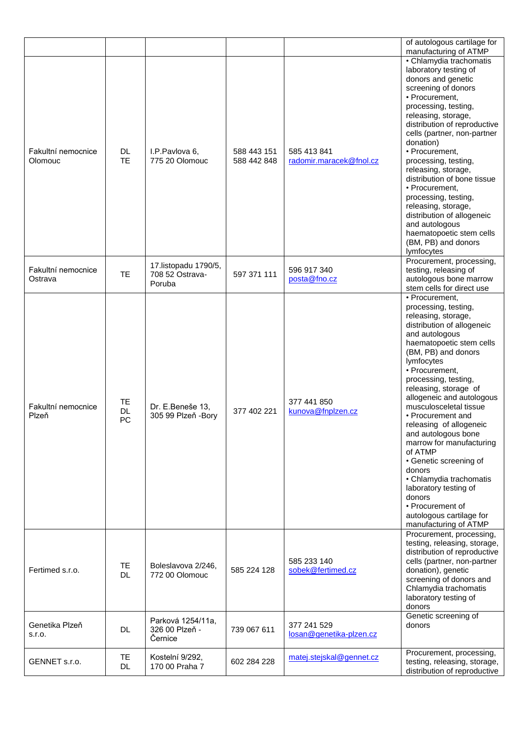| | | | | | |
|---|---|---|---|---|---|
| | | | | | of autologous cartilage for manufacturing of ATMP |
| Fakultní nemocnice Olomouc | DL TE | I.P.Pavlova 6, 775 20 Olomouc | 588 443 151 588 442 848 | 585 413 841 radomir.maracek@fnol.cz | • Chlamydia trachomatis laboratory testing of donors and genetic screening of donors • Procurement, processing, testing, releasing, storage, distribution of reproductive cells (partner, non-partner donation) • Procurement, processing, testing, releasing, storage, distribution of bone tissue • Procurement, processing, testing, releasing, storage, distribution of allogeneic and autologous haematopoetic stem cells (BM, PB) and donors lymfocytes |
| Fakultní nemocnice Ostrava | TE | 17.listopadu 1790/5, 708 52 Ostrava-Poruba | 597 371 111 | 596 917 340 posta@fno.cz | Procurement, processing, testing, releasing of autologous bone marrow stem cells for direct use |
| Fakultní nemocnice Plzeň | TE DL PC | Dr. E.Beneše 13, 305 99 Plzeň -Bory | 377 402 221 | 377 441 850 kunova@fnplzen.cz | • Procurement, processing, testing, releasing, storage, distribution of allogeneic and autologous haematopoetic stem cells (BM, PB) and donors lymfocytes • Procurement, processing, testing, releasing, storage of allogeneic and autologous musculosceletal tissue • Procurement and releasing of allogeneic and autologous bone marrow for manufacturing of ATMP • Genetic screening of donors • Chlamydia trachomatis laboratory testing of donors • Procurement of autologous cartilage for manufacturing of ATMP |
| Fertimed s.r.o. | TE DL | Boleslavova 2/246, 772 00 Olomouc | 585 224 128 | 585 233 140 sobek@fertimed.cz | Procurement, processing, testing, releasing, storage, distribution of reproductive cells (partner, non-partner donation), genetic screening of donors and Chlamydia trachomatis laboratory testing of donors |
| Genetika Plzeň s.r.o. | DL | Parková 1254/11a, 326 00 Plzeň - Černice | 739 067 611 | 377 241 529 losan@genetika-plzen.cz | Genetic screening of donors |
| GENNET s.r.o. | TE DL | Kostelní 9/292, 170 00 Praha 7 | 602 284 228 | matej.stejskal@gennet.cz | Procurement, processing, testing, releasing, storage, distribution of reproductive |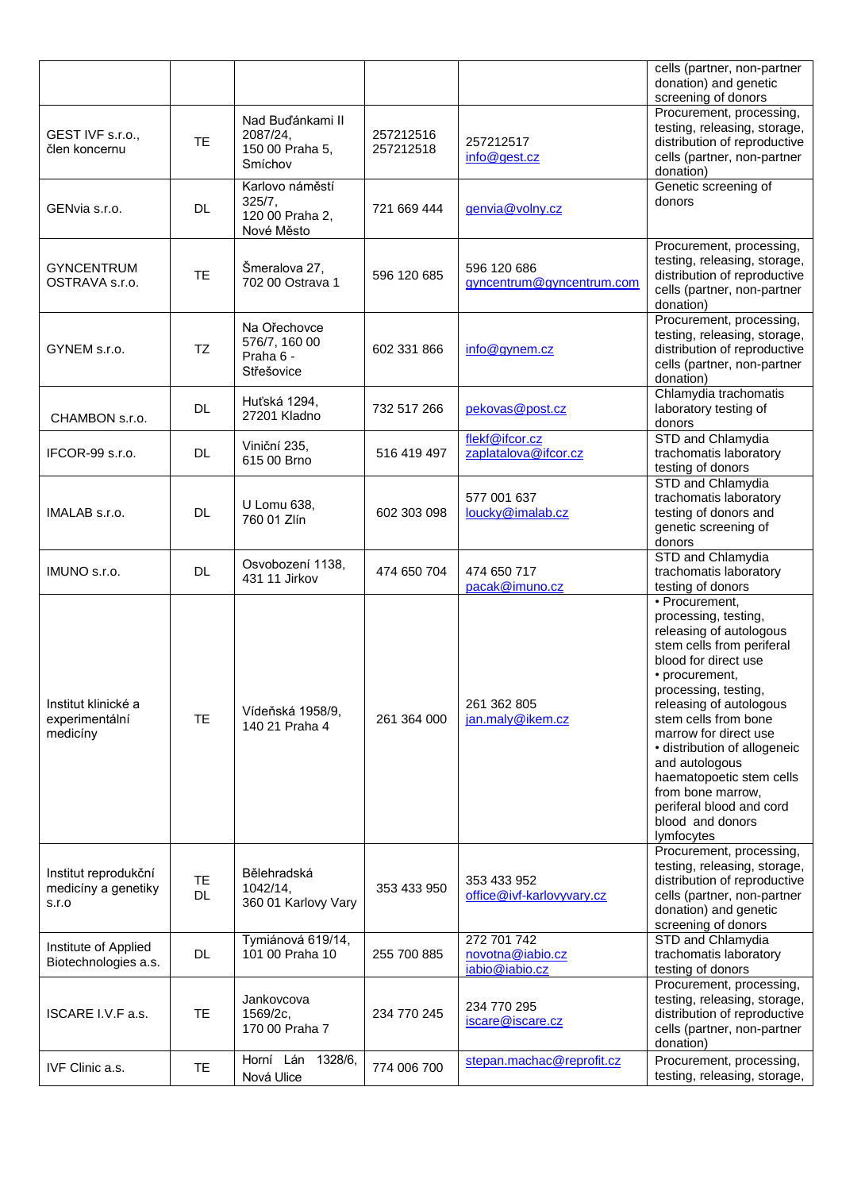| | | | | | |
|---|---|---|---|---|---|
| | | | | | cells (partner, non-partner donation) and genetic screening of donors |
| GEST IVF s.r.o., člen koncernu | TE | Nad Buďánkami II 2087/24, 150 00 Praha 5, Smíchov | 257212516 257212518 | 257212517 info@gest.cz | Procurement, processing, testing, releasing, storage, distribution of reproductive cells (partner, non-partner donation) |
| GENvia s.r.o. | DL | Karlovo náměstí 325/7, 120 00 Praha 2, Nové Město | 721 669 444 | genvia@volny.cz | Genetic screening of donors |
| GYNCENTRUM OSTRAVA s.r.o. | TE | Šmeralova 27, 702 00 Ostrava 1 | 596 120 685 | 596 120 686 gyncentrum@gyncentrum.com | Procurement, processing, testing, releasing, storage, distribution of reproductive cells (partner, non-partner donation) |
| GYNEM s.r.o. | TZ | Na Ořechovce 576/7, 160 00 Praha 6 - Střešovice | 602 331 866 | info@gynem.cz | Procurement, processing, testing, releasing, storage, distribution of reproductive cells (partner, non-partner donation) |
| CHAMBON s.r.o. | DL | Huťská 1294, 27201 Kladno | 732 517 266 | pekovas@post.cz | Chlamydia trachomatis laboratory testing of donors |
| IFCOR-99 s.r.o. | DL | Viniční 235, 615 00 Brno | 516 419 497 | flekf@ifcor.cz zaplatalova@ifcor.cz | STD and Chlamydia trachomatis laboratory testing of donors |
| IMALAB s.r.o. | DL | U Lomu 638, 760 01 Zlín | 602 303 098 | 577 001 637 loucky@imalab.cz | STD and Chlamydia trachomatis laboratory testing of donors and genetic screening of donors |
| IMUNO s.r.o. | DL | Osvobození 1138, 431 11 Jirkov | 474 650 704 | 474 650 717 pacak@imuno.cz | STD and Chlamydia trachomatis laboratory testing of donors |
| Institut klinické a experimentální medicíny | TE | Vídeňská 1958/9, 140 21 Praha 4 | 261 364 000 | 261 362 805 jan.maly@ikem.cz | • Procurement, processing, testing, releasing of autologous stem cells from periferal blood for direct use • procurement, processing, testing, releasing of autologous stem cells from bone marrow for direct use • distribution of allogeneic and autologous haematopoetic stem cells from bone marrow, periferal blood and cord blood and donors lymfocytes |
| Institut reprodukční medicíny a genetiky s.r.o | TE DL | Bělehradská 1042/14, 360 01 Karlovy Vary | 353 433 950 | 353 433 952 office@ivf-karlovyvary.cz | Procurement, processing, testing, releasing, storage, distribution of reproductive cells (partner, non-partner donation) and genetic screening of donors |
| Institute of Applied Biotechnologies a.s. | DL | Tymiánová 619/14, 101 00 Praha 10 | 255 700 885 | 272 701 742 novotna@iabio.cz iabio@iabio.cz | STD and Chlamydia trachomatis laboratory testing of donors |
| ISCARE I.V.F a.s. | TE | Jankovcova 1569/2c, 170 00 Praha 7 | 234 770 245 | 234 770 295 iscare@iscare.cz | Procurement, processing, testing, releasing, storage, distribution of reproductive cells (partner, non-partner donation) |
| IVF Clinic a.s. | TE | Horní Lán 1328/6, Nová Ulice | 774 006 700 | stepan.machac@reprofit.cz | Procurement, processing, testing, releasing, storage, |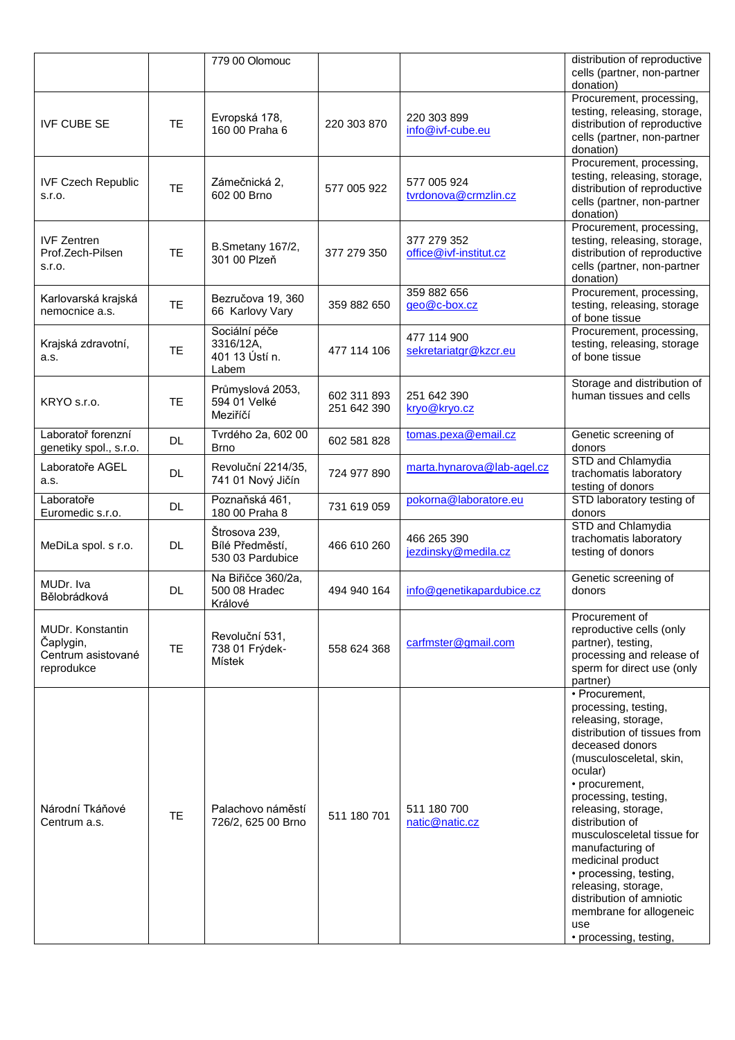| | | 779 00 Olomouc | | | distribution of reproductive cells (partner, non-partner donation) |
|---|---|---|---|---|---|
| IVF CUBE SE | TE | Evropská 178, 160 00 Praha 6 | 220 303 870 | 220 303 899 info@ivf-cube.eu | Procurement, processing, testing, releasing, storage, distribution of reproductive cells (partner, non-partner donation) |
| IVF Czech Republic s.r.o. | TE | Zámečnická 2, 602 00 Brno | 577 005 922 | 577 005 924 tvrdonova@crmzlin.cz | Procurement, processing, testing, releasing, storage, distribution of reproductive cells (partner, non-partner donation) |
| IVF Zentren Prof.Zech-Pilsen s.r.o. | TE | B.Smetany 167/2, 301 00 Plzeň | 377 279 350 | 377 279 352 office@ivf-institut.cz | Procurement, processing, testing, releasing, storage, distribution of reproductive cells (partner, non-partner donation) |
| Karlovarská krajská nemocnice a.s. | TE | Bezručova 19, 360 66 Karlovy Vary | 359 882 650 | 359 882 656 geo@c-box.cz | Procurement, processing, testing, releasing, storage of bone tissue |
| Krajská zdravotní, a.s. | TE | Sociální péče 3316/12A, 401 13 Ústí n. Labem | 477 114 106 | 477 114 900 sekretariatgr@kzcr.eu | Procurement, processing, testing, releasing, storage of bone tissue |
| KRYO s.r.o. | TE | Průmyslová 2053, 594 01 Velké Meziříčí | 602 311 893 251 642 390 | 251 642 390 kryo@kryo.cz | Storage and distribution of human tissues and cells |
| Laboratoř forenzní genetiky spol., s.r.o. | DL | Tvrdého 2a, 602 00 Brno | 602 581 828 | tomas.pexa@email.cz | Genetic screening of donors |
| Laboratoře AGEL a.s. | DL | Revoluční 2214/35, 741 01 Nový Jičín | 724 977 890 | marta.hynarova@lab-agel.cz | STD and Chlamydia trachomatis laboratory testing of donors |
| Laboratoře Euromedic s.r.o. | DL | Poznaňská 461, 180 00 Praha 8 | 731 619 059 | pokorna@laboratore.eu | STD laboratory testing of donors |
| MeDiLa spol. s r.o. | DL | Štrosova 239, Bílé Předměstí, 530 03 Pardubice | 466 610 260 | 466 265 390 jezdinsky@medila.cz | STD and Chlamydia trachomatis laboratory testing of donors |
| MUDr. Iva Bělobrádková | DL | Na Biřičce 360/2a, 500 08 Hradec Králové | 494 940 164 | info@genetikapardubice.cz | Genetic screening of donors |
| MUDr. Konstantin Čaplygin, Centrum asistované reprodukce | TE | Revoluční 531, 738 01 Frýdek-Místek | 558 624 368 | carfmster@gmail.com | Procurement of reproductive cells (only partner), testing, processing and release of sperm for direct use (only partner) |
| Národní Tkáňové Centrum a.s. | TE | Palachovo náměstí 726/2, 625 00 Brno | 511 180 701 | 511 180 700 natic@natic.cz | • Procurement, processing, testing, releasing, storage, distribution of tissues from deceased donors (musculosceletal, skin, ocular) • procurement, processing, testing, releasing, storage, distribution of musculosceletal tissue for manufacturing of medicinal product • processing, testing, releasing, storage, distribution of amniotic membrane for allogeneic use • processing, testing, |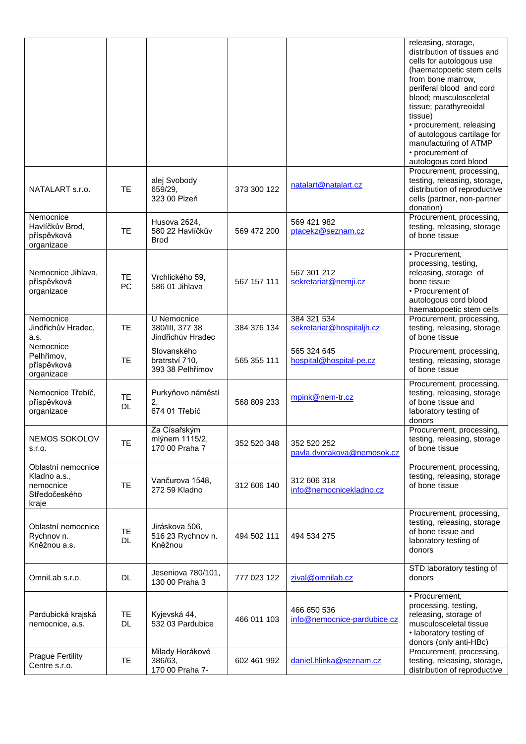| | | | | | |
|---|---|---|---|---|---|
| | | | | | releasing, storage, distribution of tissues and cells for autologous use (haematopoetic stem cells from bone marrow, periferal blood and cord blood; musculosceletal tissue; parathyreoidal tissue)<br>• procurement, releasing of autologous cartilage for manufacturing of ATMP<br>• procurement of autologous cord blood |
| NATALART s.r.o. | TE | alej Svobody 659/29,<br>323 00 Plzeň | 373 300 122 | natalart@natalart.cz | Procurement, processing, testing, releasing, storage, distribution of reproductive cells (partner, non-partner donation) |
| Nemocnice Havlíčkův Brod, příspěvková organizace | TE | Husova 2624,<br>580 22 Havlíčkův Brod | 569 472 200 | 569 421 982<br>ptacekz@seznam.cz | Procurement, processing, testing, releasing, storage of bone tissue |
| Nemocnice Jihlava, příspěvková organizace | TE<br>PC | Vrchlického 59,<br>586 01 Jihlava | 567 157 111 | 567 301 212<br>sekretariat@nemji.cz | • Procurement, processing, testing, releasing, storage of bone tissue<br>• Procurement of autologous cord blood haematopoetic stem cells |
| Nemocnice Jindřichův Hradec, a.s. | TE | U Nemocnice 380/III, 377 38 Jindřichův Hradec | 384 376 134 | 384 321 534<br>sekretariat@hospitaljh.cz | Procurement, processing, testing, releasing, storage of bone tissue |
| Nemocnice Pelhřimov, příspěvková organizace | TE | Slovanského bratrství 710,<br>393 38 Pelhřimov | 565 355 111 | 565 324 645<br>hospital@hospital-pe.cz | Procurement, processing, testing, releasing, storage of bone tissue |
| Nemocnice Třebíč, příspěvková organizace | TE<br>DL | Purkyňovo náměstí 2,<br>674 01 Třebíč | 568 809 233 | mpink@nem-tr.cz | Procurement, processing, testing, releasing, storage of bone tissue and laboratory testing of donors |
| NEMOS SOKOLOV s.r.o. | TE | Za Císařským mlýnem 1115/2,<br>170 00 Praha 7 | 352 520 348 | 352 520 252<br>pavla.dvorakova@nemosok.cz | Procurement, processing, testing, releasing, storage of bone tissue |
| Oblastní nemocnice Kladno a.s., nemocnice Středočeského kraje | TE | Vančurova 1548,<br>272 59 Kladno | 312 606 140 | 312 606 318<br>info@nemocnicekladno.cz | Procurement, processing, testing, releasing, storage of bone tissue |
| Oblastní nemocnice Rychnov n. Kněžnou a.s. | TE<br>DL | Jiráskova 506,<br>516 23 Rychnov n. Kněžnou | 494 502 111 | 494 534 275 | Procurement, processing, testing, releasing, storage of bone tissue and laboratory testing of donors |
| OmniLab s.r.o. | DL | Jeseniova 780/101,<br>130 00 Praha 3 | 777 023 122 | zival@omnilab.cz | STD laboratory testing of donors |
| Pardubická krajská nemocnice, a.s. | TE<br>DL | Kyjevská 44,<br>532 03 Pardubice | 466 011 103 | 466 650 536<br>info@nemocnice-pardubice.cz | • Procurement, processing, testing, releasing, storage of musculosceletal tissue<br>• laboratory testing of donors (only anti-HBc) |
| Prague Fertility Centre s.r.o. | TE | Milady Horákové 386/63,<br>170 00 Praha 7- | 602 461 992 | daniel.hlinka@seznam.cz | Procurement, processing, testing, releasing, storage, distribution of reproductive |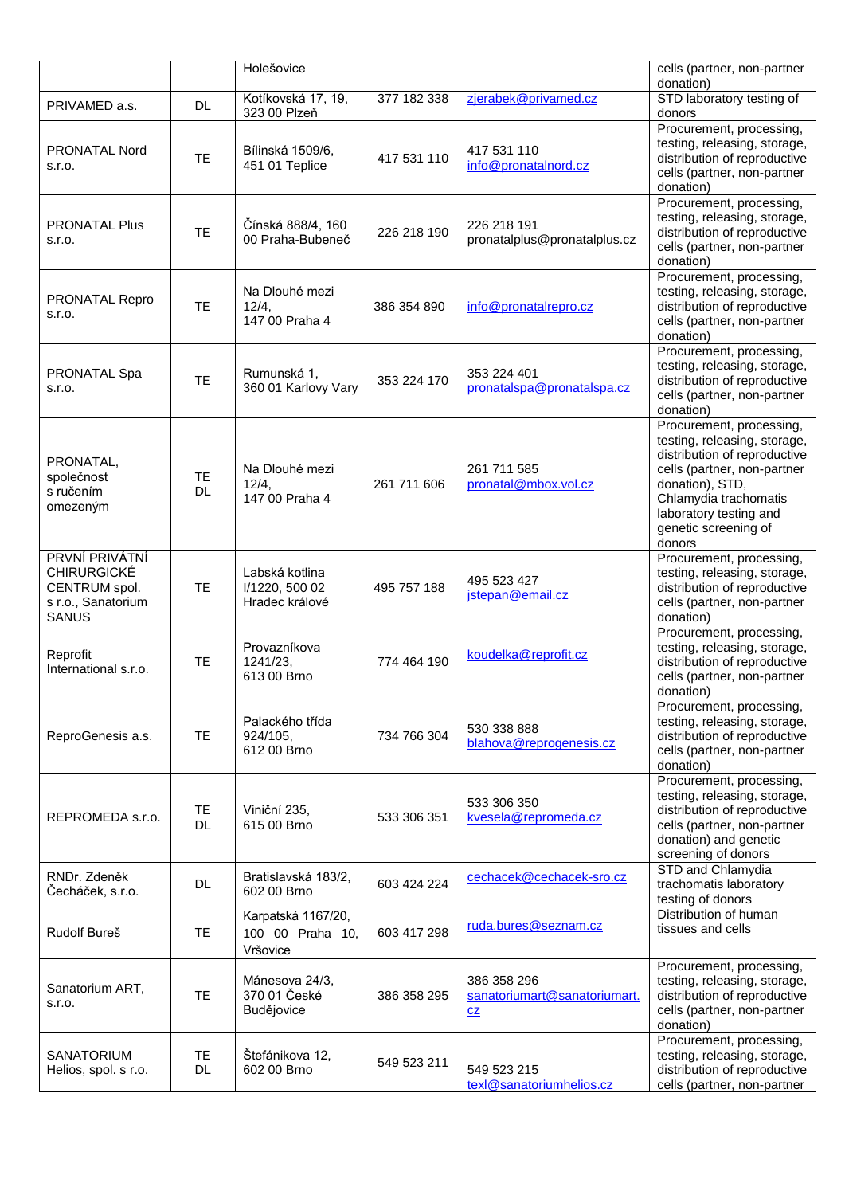| | | Holešovice | | | cells (partner, non-partner donation) |
|---|---|---|---|---|---|
| PRIVAMED a.s. | DL | Kotíkovská 17, 19, 323 00 Plzeň | 377 182 338 | zjerabek@privamed.cz | STD laboratory testing of donors |
| PRONATAL Nord s.r.o. | TE | Bílinská 1509/6, 451 01 Teplice | 417 531 110 | 417 531 110 info@pronatalnord.cz | Procurement, processing, testing, releasing, storage, distribution of reproductive cells (partner, non-partner donation) |
| PRONATAL Plus s.r.o. | TE | Čínská 888/4, 160 00 Praha-Bubeneč | 226 218 190 | 226 218 191 pronatalplus@pronatalplus.cz | Procurement, processing, testing, releasing, storage, distribution of reproductive cells (partner, non-partner donation) |
| PRONATAL Repro s.r.o. | TE | Na Dlouhé mezi 12/4, 147 00 Praha 4 | 386 354 890 | info@pronatalrepro.cz | Procurement, processing, testing, releasing, storage, distribution of reproductive cells (partner, non-partner donation) |
| PRONATAL Spa s.r.o. | TE | Rumunská 1, 360 01 Karlovy Vary | 353 224 170 | 353 224 401 pronatalspa@pronatalspa.cz | Procurement, processing, testing, releasing, storage, distribution of reproductive cells (partner, non-partner donation) |
| PRONATAL, společnost s ručením omezeným | TE DL | Na Dlouhé mezi 12/4, 147 00 Praha 4 | 261 711 606 | 261 711 585 pronatal@mbox.vol.cz | Procurement, processing, testing, releasing, storage, distribution of reproductive cells (partner, non-partner donation), STD, Chlamydia trachomatis laboratory testing and genetic screening of donors |
| PRVNÍ PRIVÁTNÍ CHIRURGICKÉ CENTRUM spol. s r.o., Sanatorium SANUS | TE | Labská kotlina I/1220, 500 02 Hradec králové | 495 757 188 | 495 523 427 jstepan@email.cz | Procurement, processing, testing, releasing, storage, distribution of reproductive cells (partner, non-partner donation) |
| Reprofit International s.r.o. | TE | Provazníkova 1241/23, 613 00 Brno | 774 464 190 | koudelka@reprofit.cz | Procurement, processing, testing, releasing, storage, distribution of reproductive cells (partner, non-partner donation) |
| ReproGenesis a.s. | TE | Palackého třída 924/105, 612 00 Brno | 734 766 304 | 530 338 888 blahova@reprogenesis.cz | Procurement, processing, testing, releasing, storage, distribution of reproductive cells (partner, non-partner donation) |
| REPROMEDA s.r.o. | TE DL | Viniční 235, 615 00 Brno | 533 306 351 | 533 306 350 kvesela@repromeda.cz | Procurement, processing, testing, releasing, storage, distribution of reproductive cells (partner, non-partner donation) and genetic screening of donors |
| RNDr. Zdeněk Čecháček, s.r.o. | DL | Bratislavská 183/2, 602 00 Brno | 603 424 224 | cechacek@cechacek-sro.cz | STD and Chlamydia trachomatis laboratory testing of donors |
| Rudolf Bureš | TE | Karpatská 1167/20, 100 00 Praha 10, Vršovice | 603 417 298 | ruda.bures@seznam.cz | Distribution of human tissues and cells |
| Sanatorium ART, s.r.o. | TE | Mánesova 24/3, 370 01 České Budějovice | 386 358 295 | 386 358 296 sanatoriumart@sanatoriumart.cz | Procurement, processing, testing, releasing, storage, distribution of reproductive cells (partner, non-partner donation) |
| SANATORIUM Helios, spol. s r.o. | TE DL | Štefánikova 12, 602 00 Brno | 549 523 211 | 549 523 215 texl@sanatoriumhelios.cz | Procurement, processing, testing, releasing, storage, distribution of reproductive cells (partner, non-partner |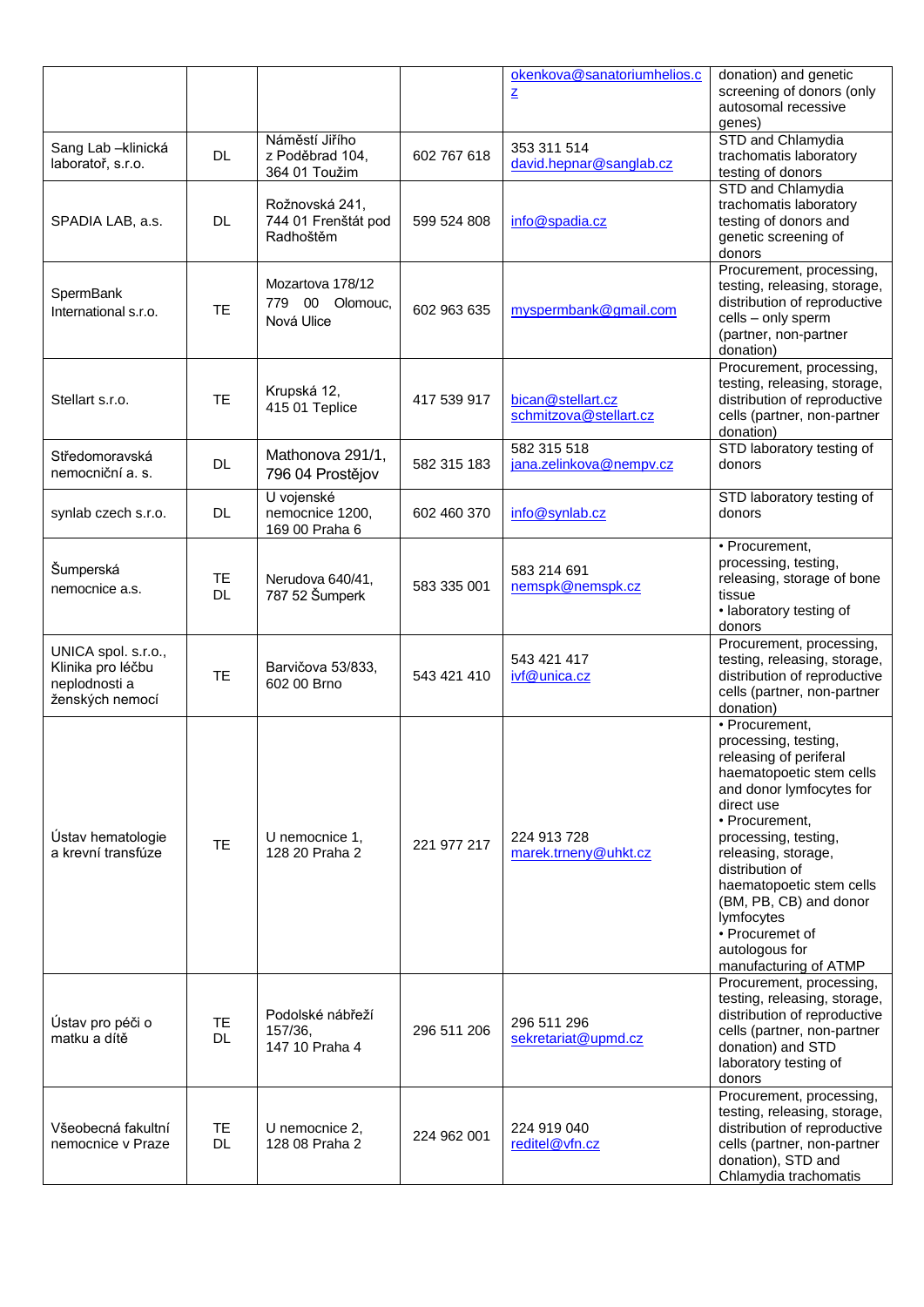| | | | | okenkova@sanatoriumhelios.cz | donation) and genetic screening of donors (only autosomal recessive genes) |
|---|---|---|---|---|---|
| Sang Lab –klinická laboratoř, s.r.o. | DL | Náměstí Jiřího z Poděbrad 104, 364 01 Toužim | 602 767 618 | 353 311 514 david.hepnar@sanglab.cz | STD and Chlamydia trachomatis laboratory testing of donors |
| SPADIA LAB, a.s. | DL | Rožnovská 241, 744 01 Frenštát pod Radhoštěm | 599 524 808 | info@spadia.cz | STD and Chlamydia trachomatis laboratory testing of donors and genetic screening of donors |
| SpermBank International s.r.o. | TE | Mozartova 178/12 779 00 Olomouc, Nová Ulice | 602 963 635 | myspermbank@gmail.com | Procurement, processing, testing, releasing, storage, distribution of reproductive cells – only sperm (partner, non-partner donation) |
| Stellart s.r.o. | TE | Krupská 12, 415 01 Teplice | 417 539 917 | bican@stellart.cz schmitzova@stellart.cz | Procurement, processing, testing, releasing, storage, distribution of reproductive cells (partner, non-partner donation) |
| Středomoravská nemocniční a. s. | DL | Mathonova 291/1, 796 04 Prostějov | 582 315 183 | 582 315 518 jana.zelinkova@nempv.cz | STD laboratory testing of donors |
| synlab czech s.r.o. | DL | U vojenské nemocnice 1200, 169 00 Praha 6 | 602 460 370 | info@synlab.cz | STD laboratory testing of donors |
| Šumperská nemocnice a.s. | TE DL | Nerudova 640/41, 787 52 Šumperk | 583 335 001 | 583 214 691 nemspk@nemspk.cz | • Procurement, processing, testing, releasing, storage of bone tissue • laboratory testing of donors |
| UNICA spol. s.r.o., Klinika pro léčbu neplodnosti a ženských nemocí | TE | Barvičova 53/833, 602 00 Brno | 543 421 410 | 543 421 417 ivf@unica.cz | Procurement, processing, testing, releasing, storage, distribution of reproductive cells (partner, non-partner donation) |
| Ústav hematologie a krevní transfúze | TE | U nemocnice 1, 128 20 Praha 2 | 221 977 217 | 224 913 728 marek.trneny@uhkt.cz | • Procurement, processing, testing, releasing of periferal haematopoetic stem cells and donor lymfocytes for direct use • Procurement, processing, testing, releasing, storage, distribution of haematopoetic stem cells (BM, PB, CB) and donor lymfocytes • Procuremet of autologous for manufacturing of ATMP |
| Ústav pro péči o matku a dítě | TE DL | Podolské nábřeží 157/36, 147 10 Praha 4 | 296 511 206 | 296 511 296 sekretariat@upmd.cz | Procurement, processing, testing, releasing, storage, distribution of reproductive cells (partner, non-partner donation) and STD laboratory testing of donors |
| Všeobecná fakultní nemocnice v Praze | TE DL | U nemocnice 2, 128 08 Praha 2 | 224 962 001 | 224 919 040 reditel@vfn.cz | Procurement, processing, testing, releasing, storage, distribution of reproductive cells (partner, non-partner donation), STD and Chlamydia trachomatis |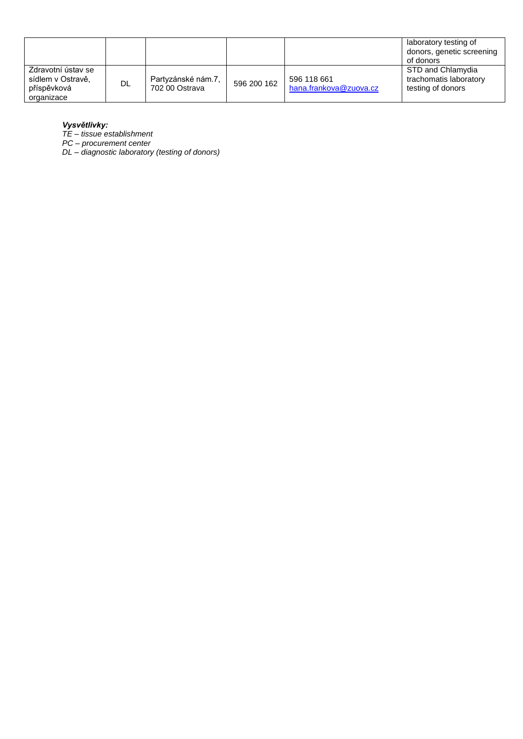| | | | | | |
|---|---|---|---|---|---|
| | | | | | laboratory testing of donors, genetic screening of donors |
| Zdravotní ústav se sídlem v Ostravě, příspěvková organizace | DL | Partyzánské nám.7, 702 00 Ostrava | 596 200 162 | 596 118 661 hana.frankova@zuova.cz | STD and Chlamydia trachomatis laboratory testing of donors |

***Vysvětlivky:***

*TE – tissue establishment*

*PC – procurement center*

*DL – diagnostic laboratory (testing of donors)*